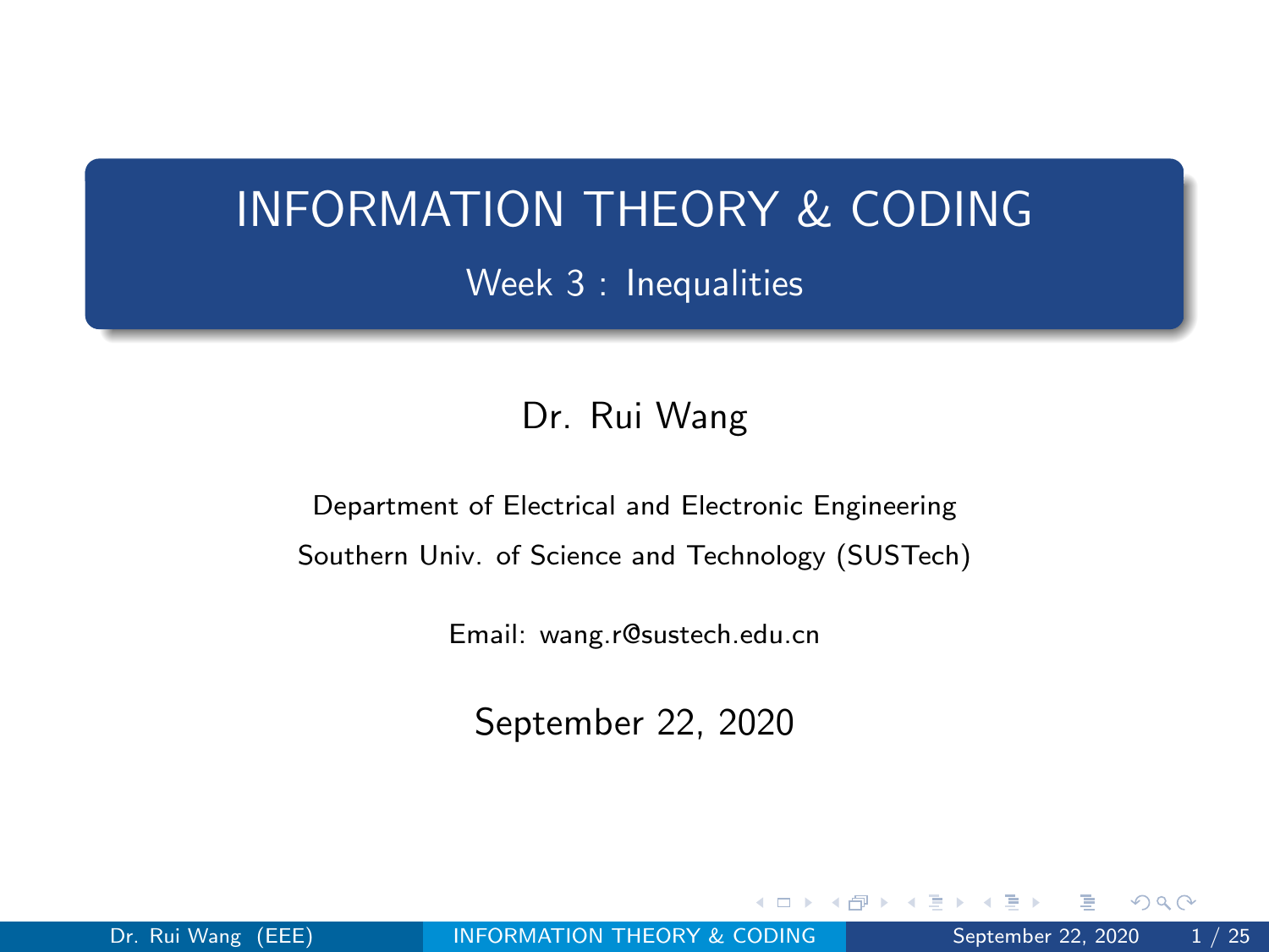# INFORMATION THEORY & CODING

## Week 3 : Inequalities

Dr. Rui Wang

Department of Electrical and Electronic Engineering

Southern Univ. of Science and Technology (SUSTech)

Email: wang.r@sustech.edu.cn

September 22, 2020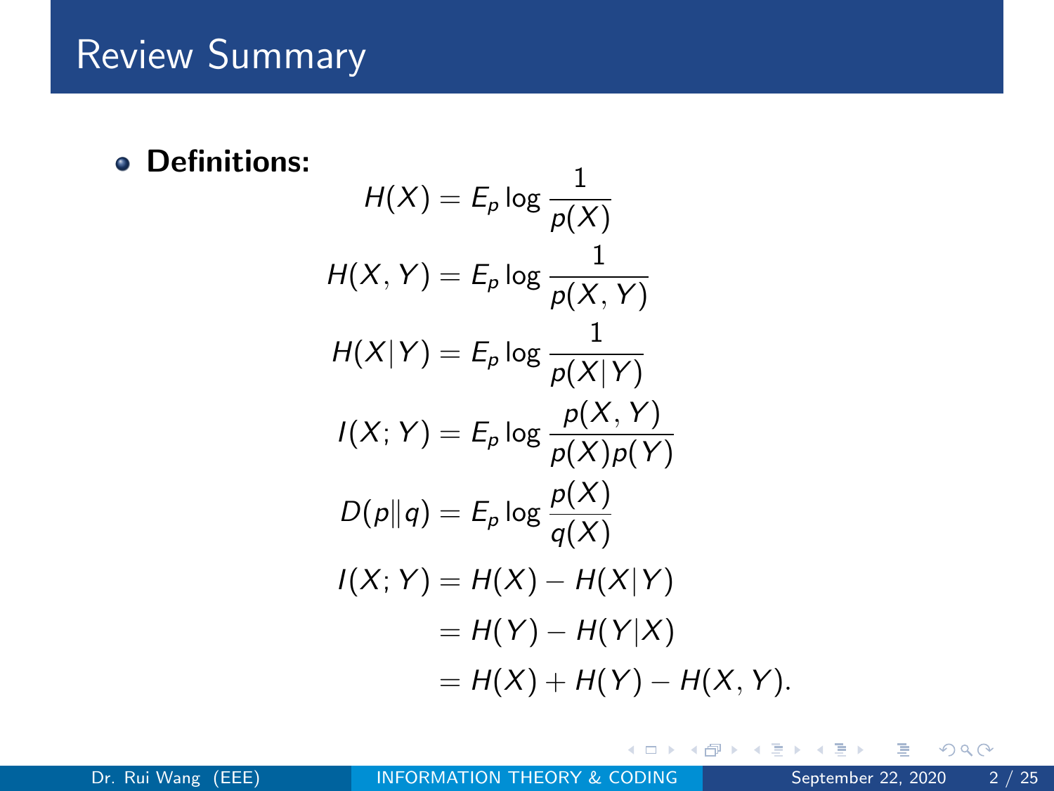# Review Summary

- **Definitions:**

$$
\begin{aligned}
H(X) &= E_p \log \frac{1}{p(X)} \\
H(X, Y) &= E_p \log \frac{1}{p(X, Y)} \\
H(X|Y) &= E_p \log \frac{1}{p(X|Y)} \\
I(X; Y) &= E_p \log \frac{p(X, Y)}{p(X)p(Y)} \\
D(p\|q) &= E_p \log \frac{p(X)}{q(X)} \\
I(X; Y) &= H(X) - H(X|Y) \\
&= H(Y) - H(Y|X) \\
&= H(X) + H(Y) - H(X, Y).
\end{aligned}
$$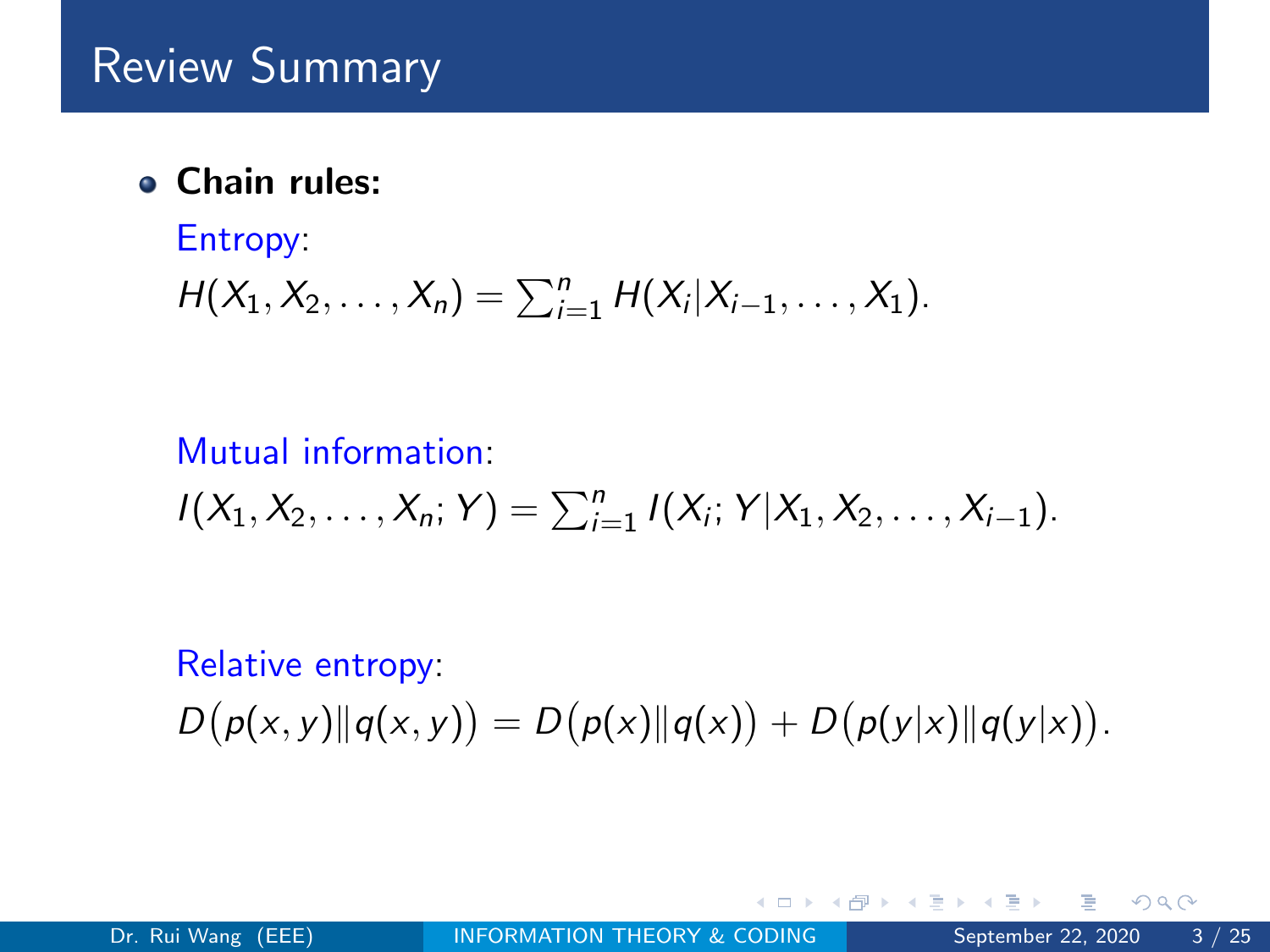# Review Summary

- **Chain rules:**

  Entropy:

  $$H(X_1, X_2, \ldots, X_n) = \sum_{i=1}^{n} H(X_i | X_{i-1}, \ldots, X_1).$$

  Mutual information:

  $$I(X_1, X_2, \ldots, X_n; Y) = \sum_{i=1}^{n} I(X_i; Y | X_1, X_2, \ldots, X_{i-1}).$$

  Relative entropy:

  $$D\big(p(x,y) \| q(x,y)\big) = D\big(p(x) \| q(x)\big) + D\big(p(y|x) \| q(y|x)\big).$$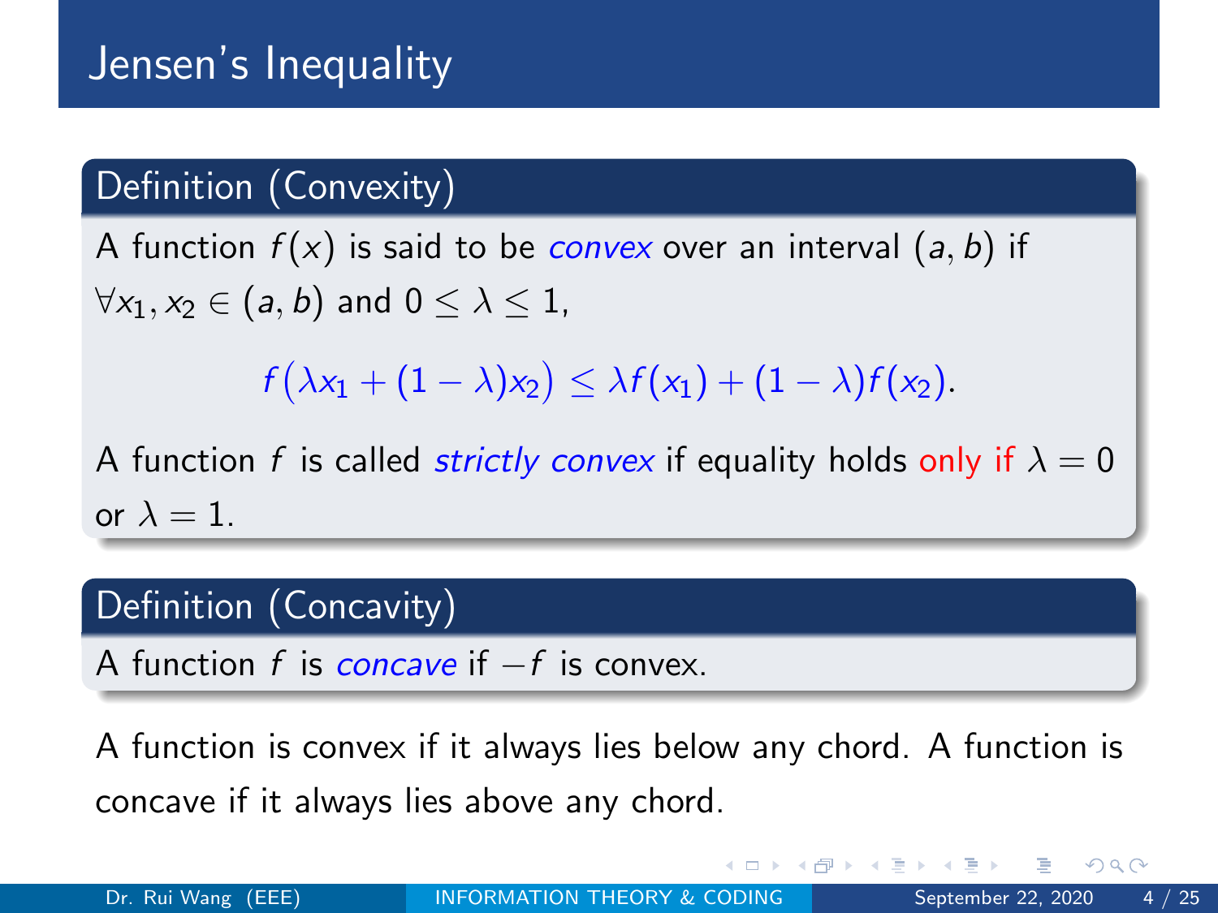# Jensen's Inequality

**Definition (Convexity)**

A function $f(x)$ is said to be *convex* over an interval $(a, b)$ if $\forall x_1, x_2 \in (a, b)$ and $0 \leq \lambda \leq 1$,

$$f\big(\lambda x_1 + (1-\lambda)x_2\big) \leq \lambda f(x_1) + (1-\lambda)f(x_2).$$

A function $f$ is called *strictly convex* if equality holds only if $\lambda = 0$ or $\lambda = 1$.

**Definition (Concavity)**

A function $f$ is *concave* if $-f$ is convex.

A function is convex if it always lies below any chord. A function is concave if it always lies above any chord.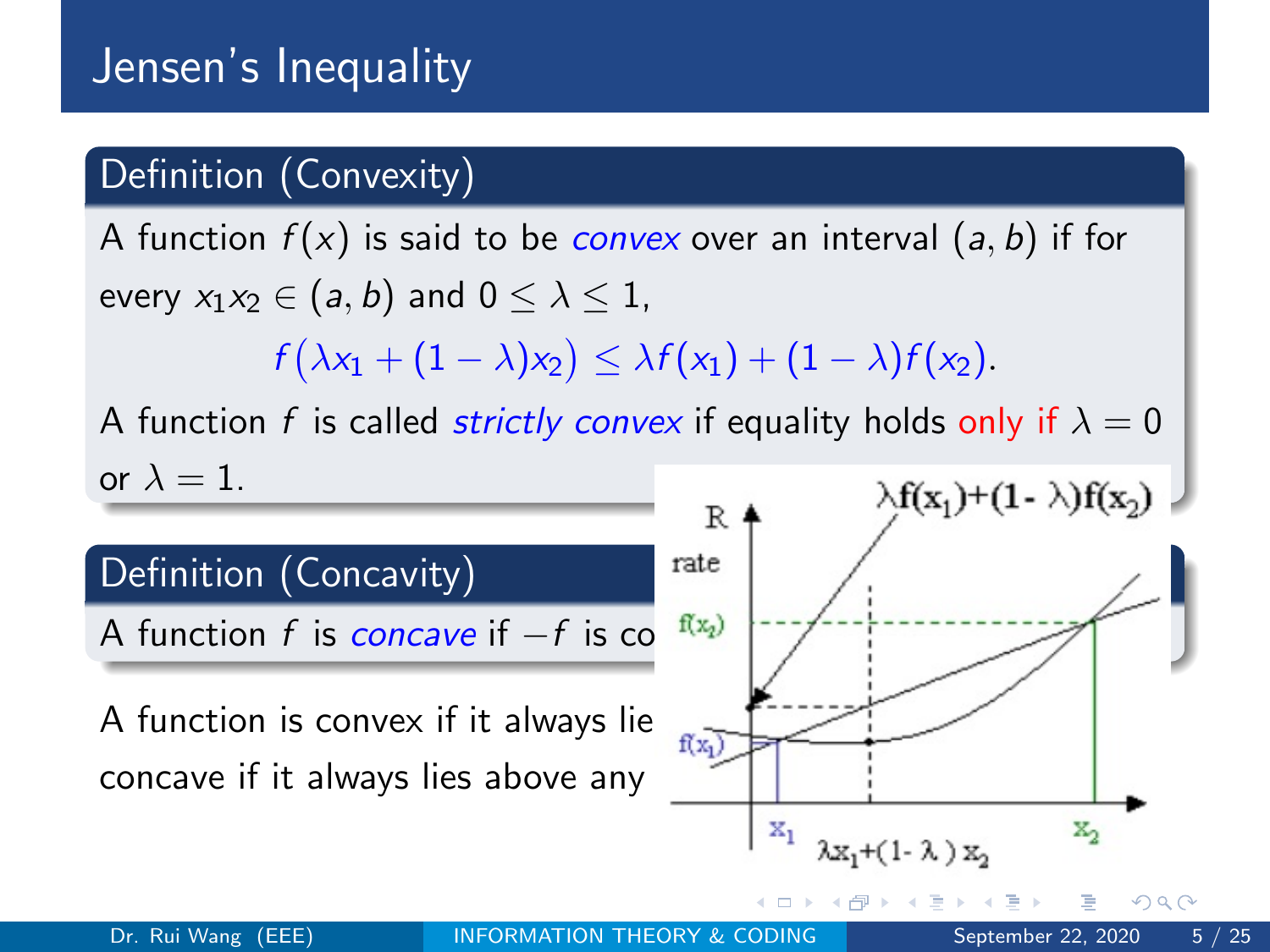# Jensen's Inequality

## Definition (Convexity)

A function $f(x)$ is said to be *convex* over an interval $(a, b)$ if for every $x_1 x_2 \in (a, b)$ and $0 \leq \lambda \leq 1$,

$$f(\lambda x_1 + (1-\lambda)x_2) \leq \lambda f(x_1) + (1-\lambda) f(x_2).$$

A function $f$ is called *strictly convex* if equality holds only if $\lambda = 0$ or $\lambda = 1$.

## Definition (Concavity)

A function $f$ is *concave* if $-f$ is co

A function is convex if it always lie
concave if it always lies above any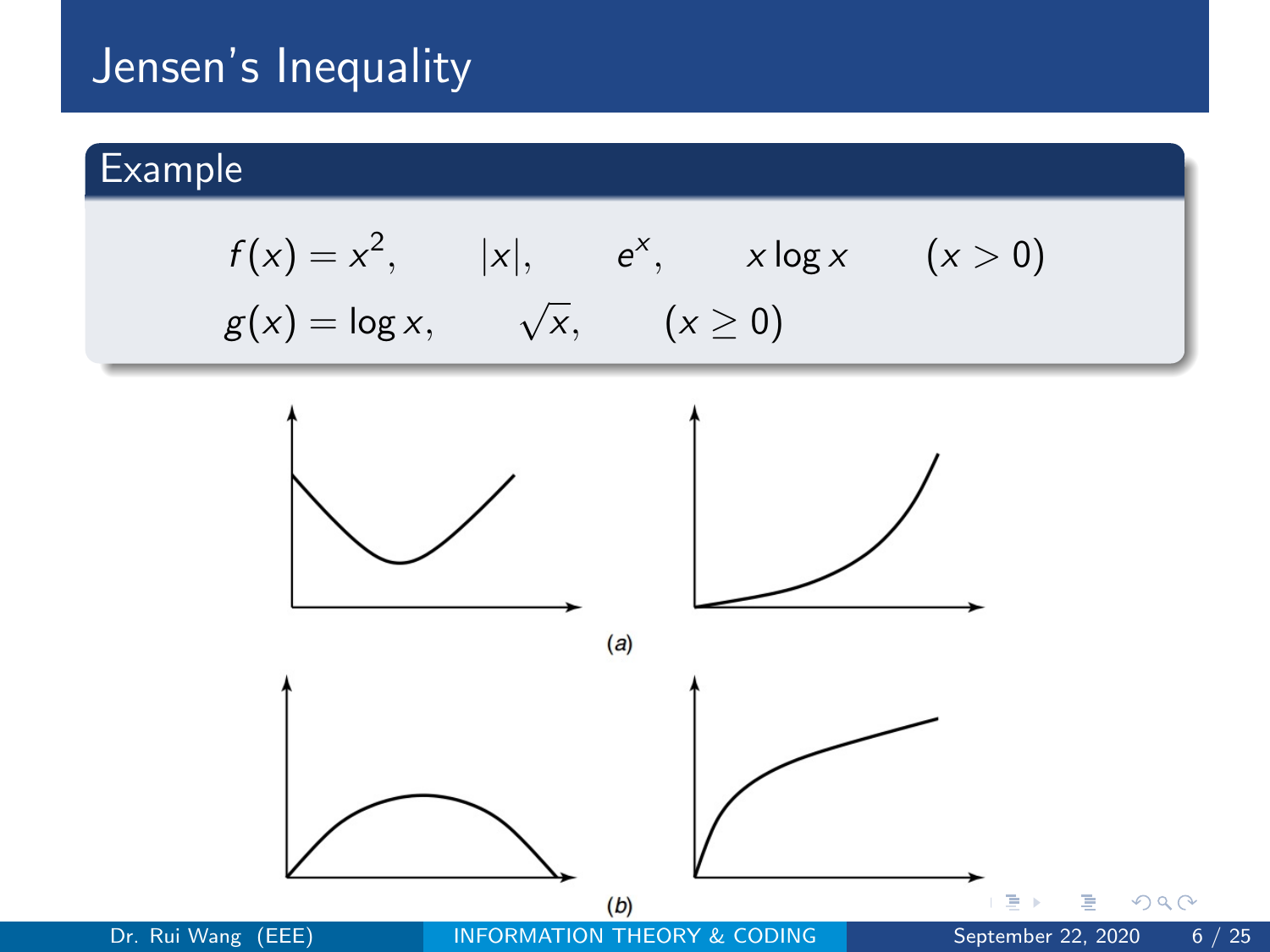# Jensen's Inequality

## Example

$$f(x) = x^2, \qquad |x|, \qquad e^x, \qquad x \log x \qquad (x > 0)$$

$$g(x) = \log x, \qquad \sqrt{x}, \qquad (x \geq 0)$$

(a)

(b)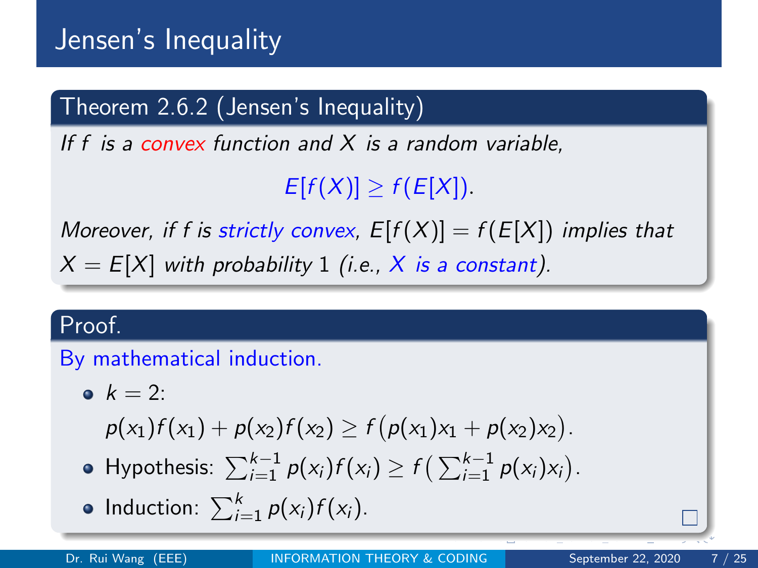# Jensen's Inequality

**Theorem 2.6.2 (Jensen's Inequality)**

*If $f$ is a convex function and $X$ is a random variable,*

$$E[f(X)] \geq f(E[X]).$$

*Moreover, if $f$ is strictly convex, $E[f(X)] = f(E[X])$ implies that $X = E[X]$ with probability 1 (i.e., $X$ is a constant).*

**Proof.**

By mathematical induction.

- $k = 2$:

  $$p(x_1)f(x_1) + p(x_2)f(x_2) \geq f\big(p(x_1)x_1 + p(x_2)x_2\big).$$

- Hypothesis: $\sum_{i=1}^{k-1} p(x_i)f(x_i) \geq f\big(\sum_{i=1}^{k-1} p(x_i)x_i\big)$.
- Induction: $\sum_{i=1}^{k} p(x_i)f(x_i)$.

□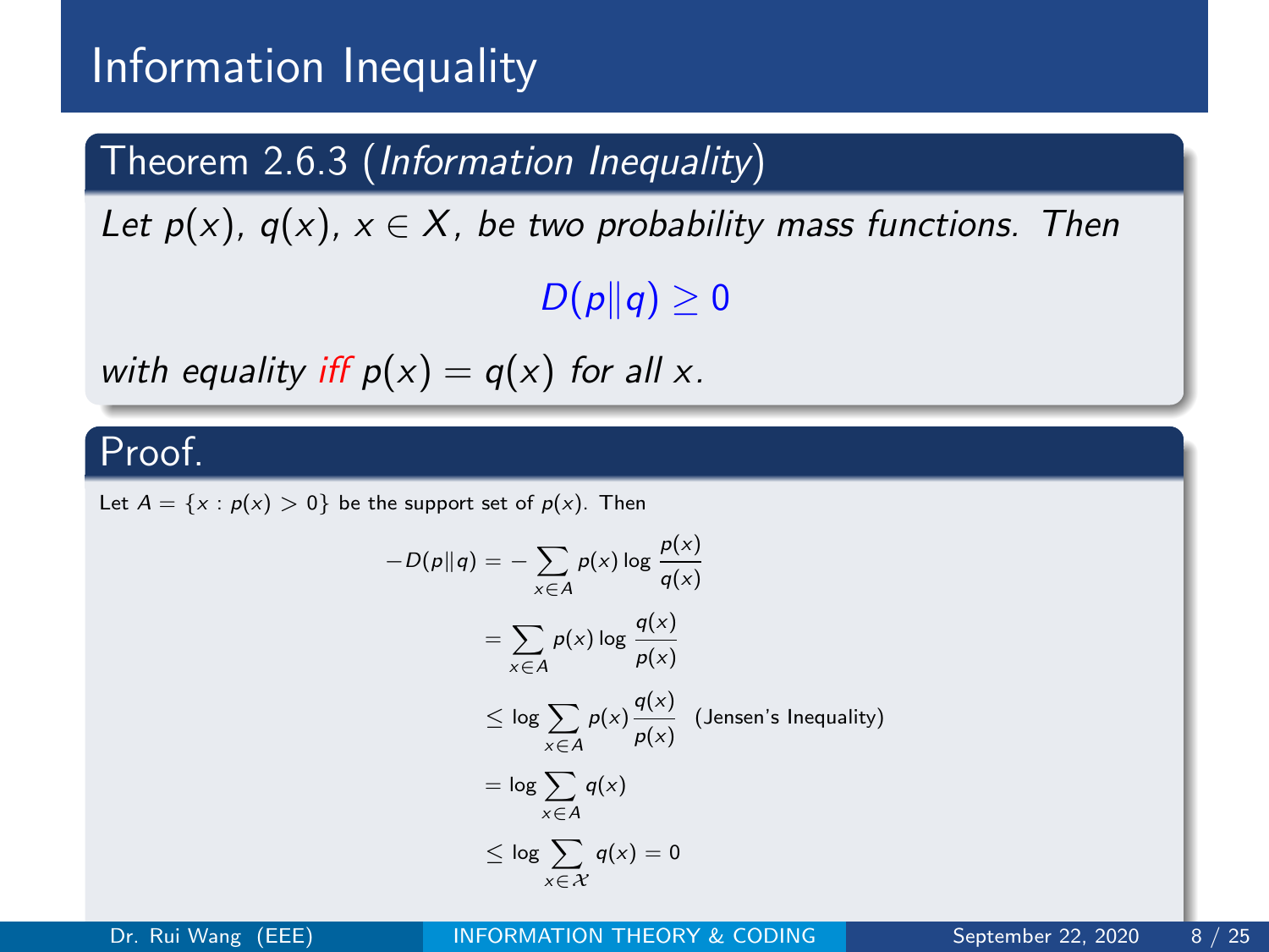# Information Inequality

**Theorem 2.6.3** (*Information Inequality*)

*Let $p(x)$, $q(x)$, $x \in X$, be two probability mass functions. Then*

$$D(p\|q) \geq 0$$

*with equality iff $p(x) = q(x)$ for all $x$.*

**Proof.**

Let $A = \{x : p(x) > 0\}$ be the support set of $p(x)$. Then

$$
\begin{aligned}
-D(p\|q) &= -\sum_{x \in A} p(x) \log \frac{p(x)}{q(x)} \\
&= \sum_{x \in A} p(x) \log \frac{q(x)}{p(x)} \\
&\leq \log \sum_{x \in A} p(x) \frac{q(x)}{p(x)} \quad \text{(Jensen's Inequality)} \\
&= \log \sum_{x \in A} q(x) \\
&\leq \log \sum_{x \in \mathcal{X}} q(x) = 0
\end{aligned}
$$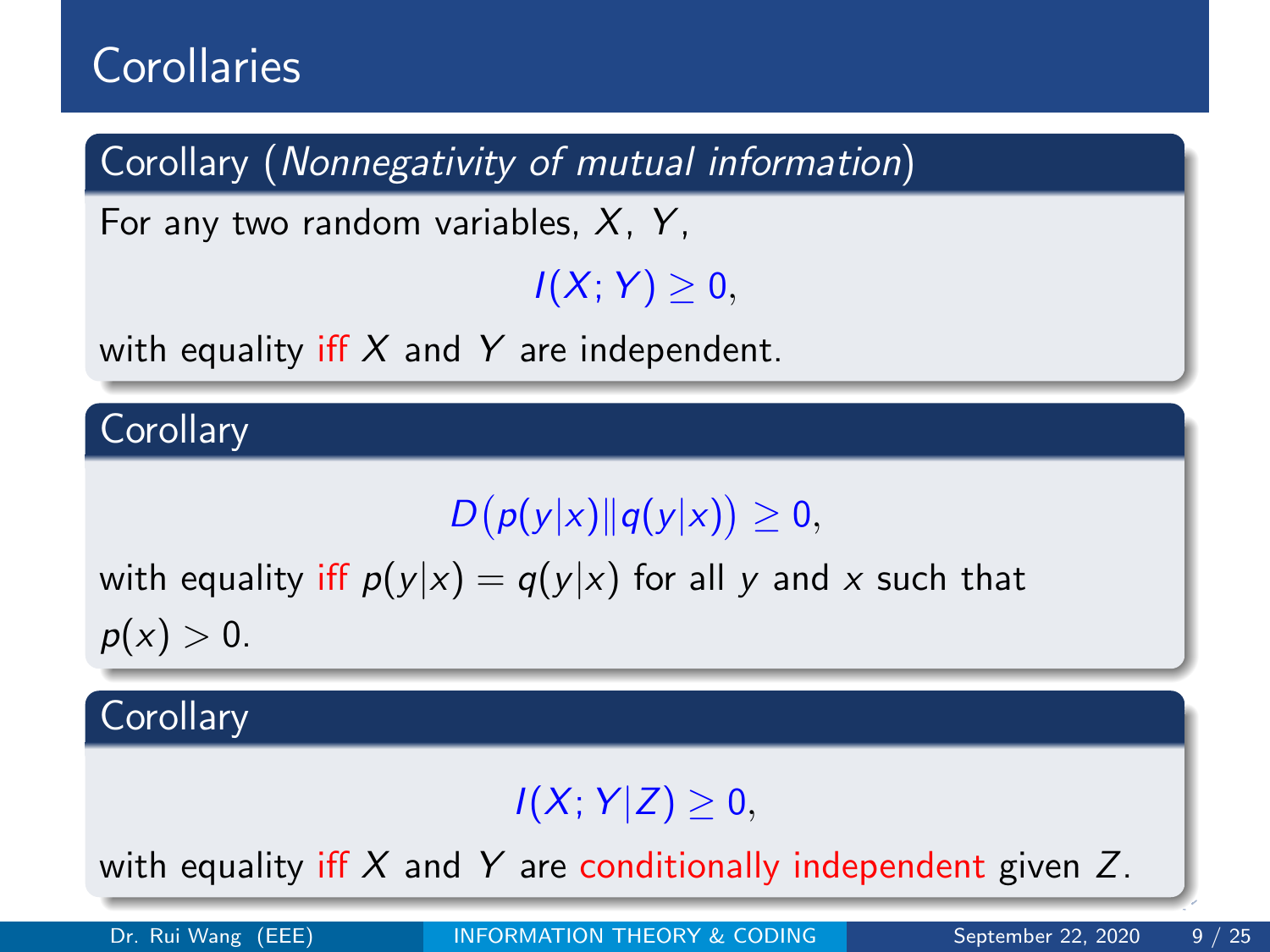# Corollaries

**Corollary** (*Nonnegativity of mutual information*)

For any two random variables, $X$, $Y$,

$$I(X;Y) \geq 0,$$

with equality iff $X$ and $Y$ are independent.

**Corollary**

$$D\big(p(y|x) \| q(y|x)\big) \geq 0,$$

with equality iff $p(y|x) = q(y|x)$ for all $y$ and $x$ such that $p(x) > 0$.

**Corollary**

$$I(X;Y|Z) \geq 0,$$

with equality iff $X$ and $Y$ are conditionally independent given $Z$.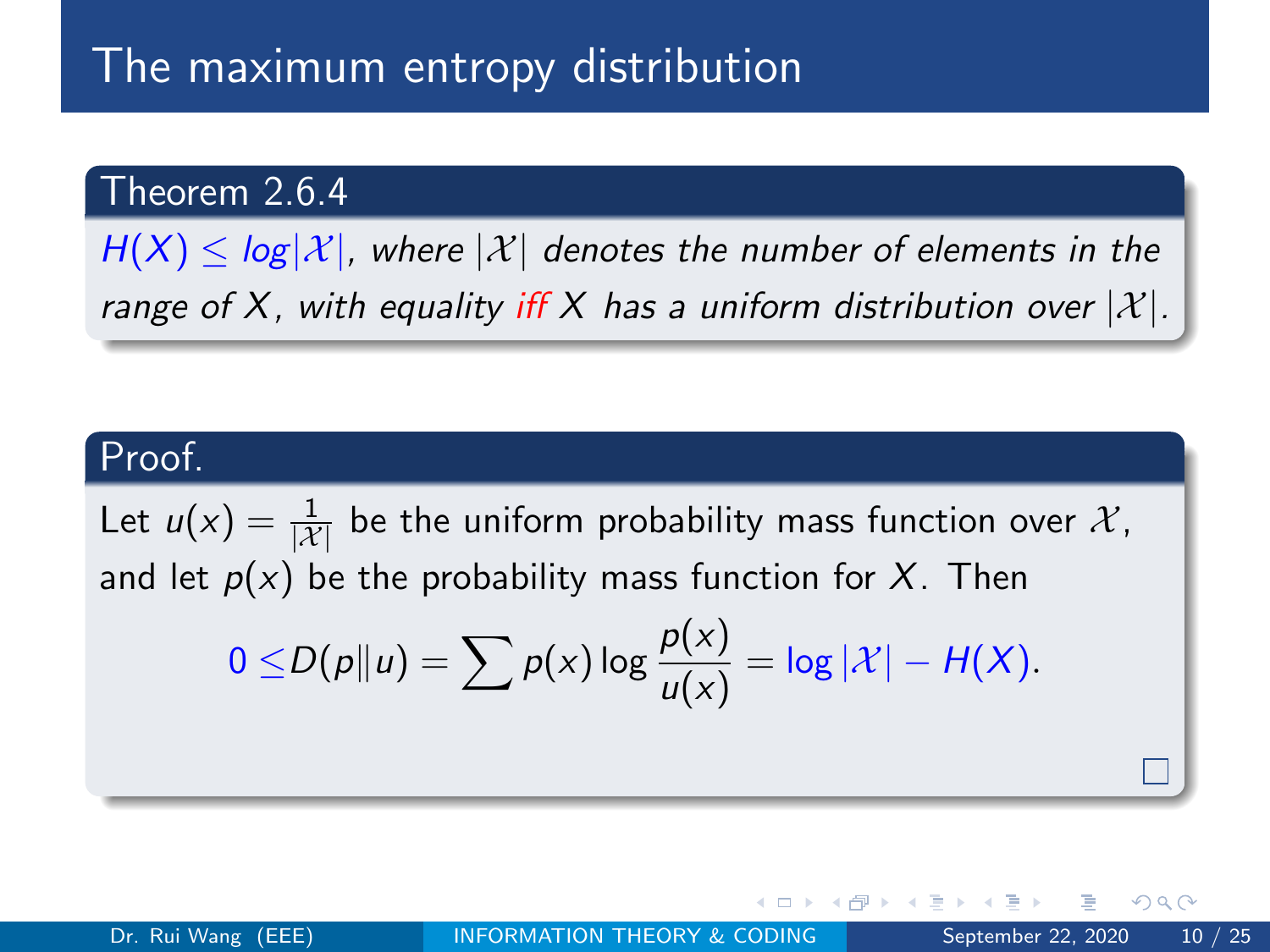# The maximum entropy distribution

**Theorem 2.6.4**

*$H(X) \leq \log|\mathcal{X}|$, where $|\mathcal{X}|$ denotes the number of elements in the range of $X$, with equality iff $X$ has a uniform distribution over $|\mathcal{X}|$.*

**Proof.**

Let $u(x) = \frac{1}{|\mathcal{X}|}$ be the uniform probability mass function over $\mathcal{X}$, and let $p(x)$ be the probability mass function for $X$. Then

$$0 \leq D(p\|u) = \sum p(x) \log \frac{p(x)}{u(x)} = \log|\mathcal{X}| - H(X).$$

□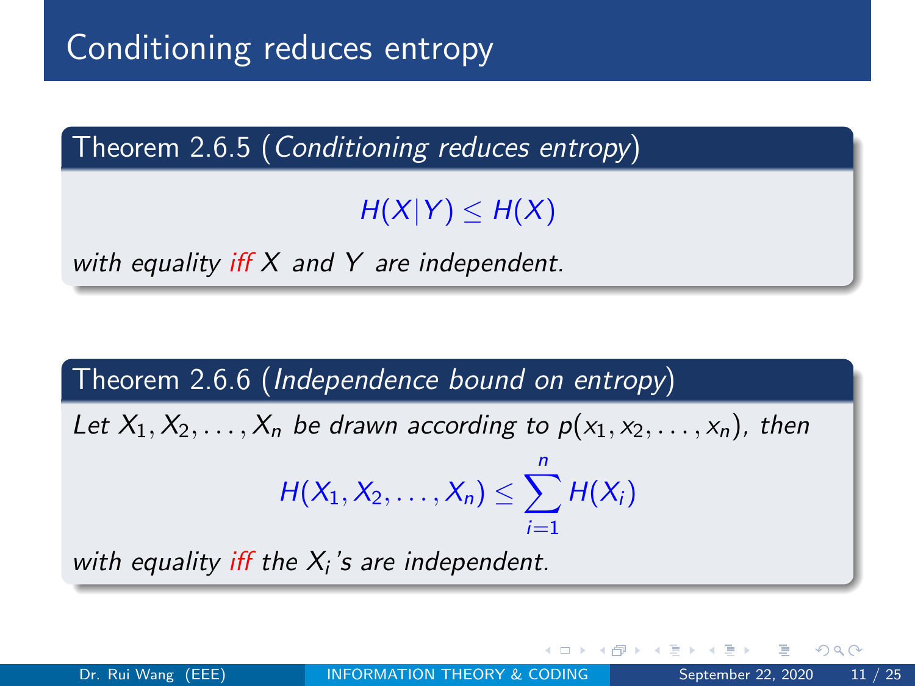# Conditioning reduces entropy

**Theorem 2.6.5** (*Conditioning reduces entropy*)

$$H(X|Y) \leq H(X)$$

*with equality iff $X$ and $Y$ are independent.*

**Theorem 2.6.6** (*Independence bound on entropy*)

*Let $X_1, X_2, \ldots, X_n$ be drawn according to $p(x_1, x_2, \ldots, x_n)$, then*

$$H(X_1, X_2, \ldots, X_n) \leq \sum_{i=1}^{n} H(X_i)$$

*with equality iff the $X_i$'s are independent.*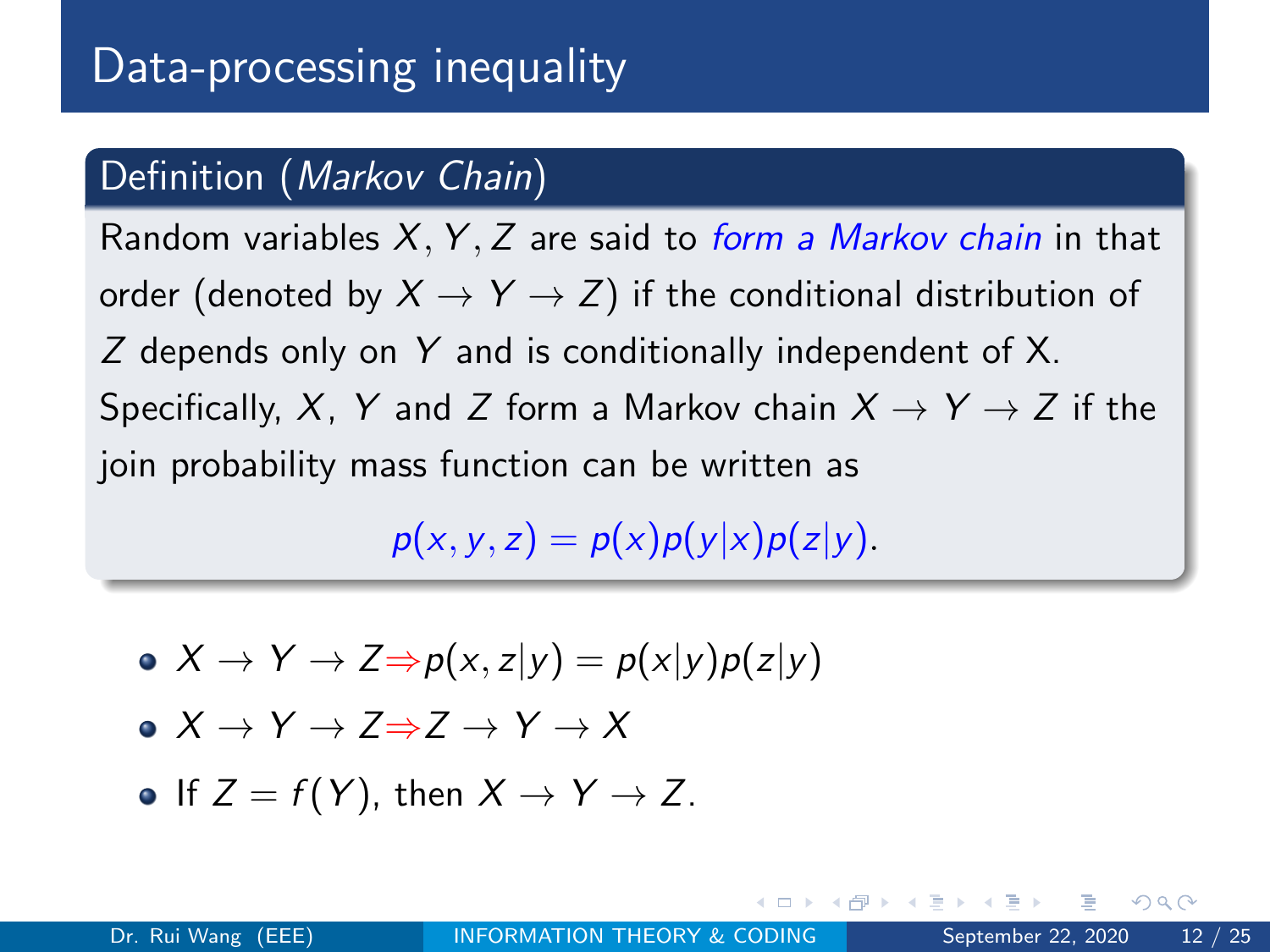# Data-processing inequality

**Definition** (*Markov Chain*)

Random variables $X, Y, Z$ are said to *form a Markov chain* in that order (denoted by $X \to Y \to Z$) if the conditional distribution of $Z$ depends only on $Y$ and is conditionally independent of X. Specifically, $X$, $Y$ and $Z$ form a Markov chain $X \to Y \to Z$ if the join probability mass function can be written as

$$p(x, y, z) = p(x)p(y|x)p(z|y).$$

- $X \to Y \to Z \Rightarrow p(x, z|y) = p(x|y)p(z|y)$
- $X \to Y \to Z \Rightarrow Z \to Y \to X$
- If $Z = f(Y)$, then $X \to Y \to Z$.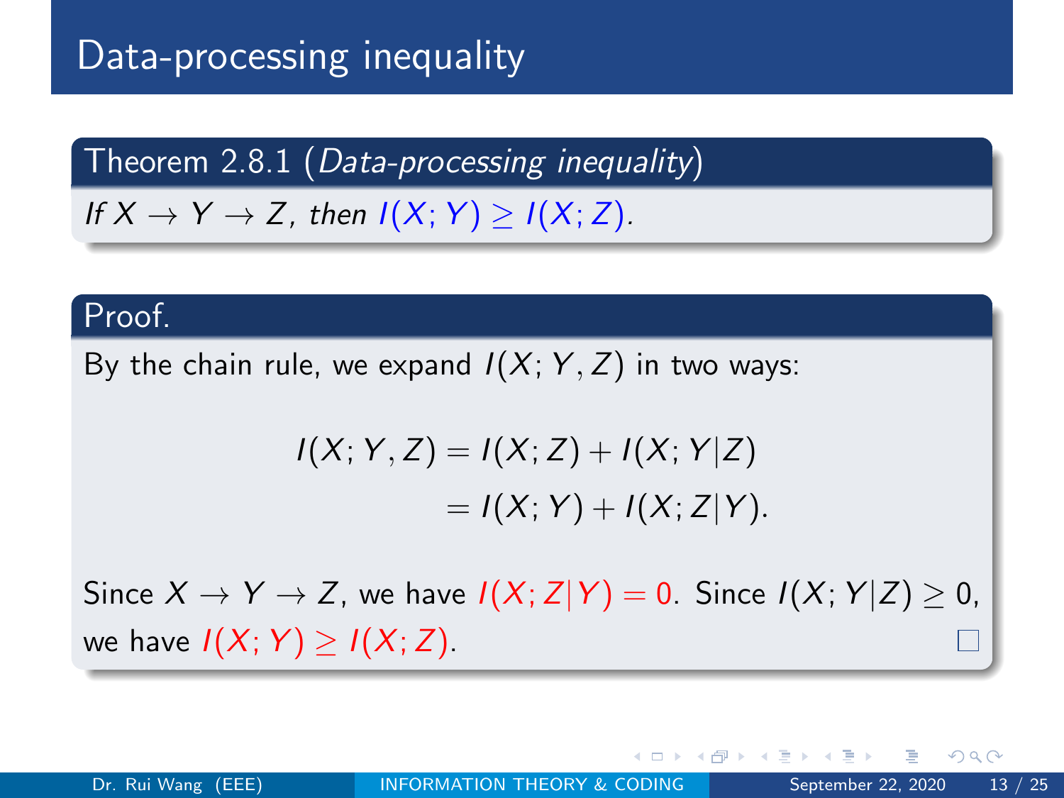# Data-processing inequality

**Theorem 2.8.1** (*Data-processing inequality*)

*If $X \to Y \to Z$, then $I(X;Y) \geq I(X;Z)$.*

**Proof.**

By the chain rule, we expand $I(X;Y,Z)$ in two ways:

$$
\begin{aligned}
I(X;Y,Z) &= I(X;Z) + I(X;Y|Z) \\
&= I(X;Y) + I(X;Z|Y).
\end{aligned}
$$

Since $X \to Y \to Z$, we have $I(X;Z|Y) = 0$. Since $I(X;Y|Z) \geq 0$, we have $I(X;Y) \geq I(X;Z)$. □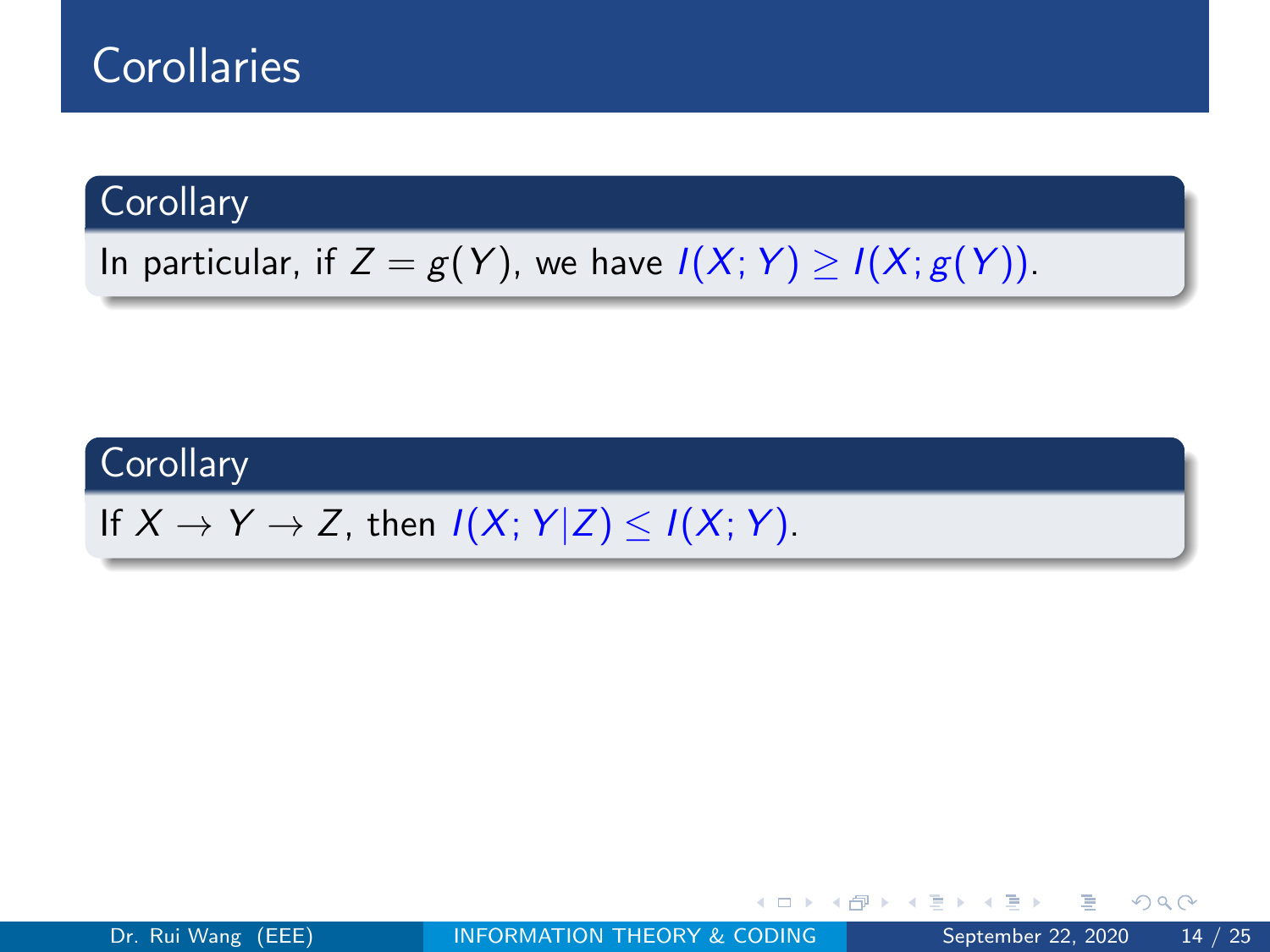# Corollaries

**Corollary**

In particular, if $Z = g(Y)$, we have $I(X; Y) \geq I(X; g(Y))$.

**Corollary**

If $X \to Y \to Z$, then $I(X; Y|Z) \leq I(X; Y)$.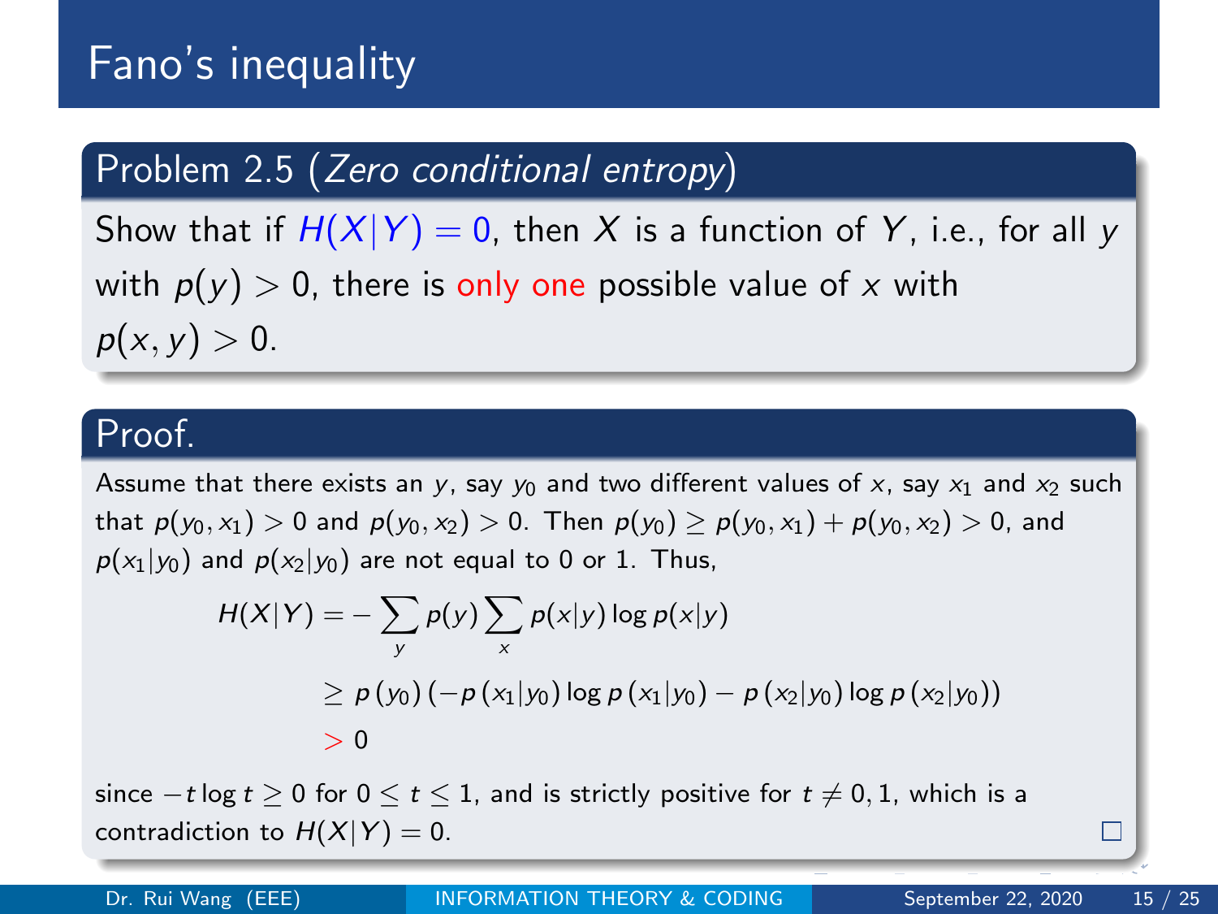# Fano's inequality

## Problem 2.5 (*Zero conditional entropy*)

Show that if $H(X|Y) = 0$, then $X$ is a function of $Y$, i.e., for all $y$ with $p(y) > 0$, there is only one possible value of $x$ with $p(x, y) > 0$.

## Proof.

Assume that there exists an $y$, say $y_0$ and two different values of $x$, say $x_1$ and $x_2$ such that $p(y_0, x_1) > 0$ and $p(y_0, x_2) > 0$. Then $p(y_0) \geq p(y_0, x_1) + p(y_0, x_2) > 0$, and $p(x_1|y_0)$ and $p(x_2|y_0)$ are not equal to 0 or 1. Thus,

$$
\begin{aligned}
H(X|Y) &= -\sum_{y} p(y) \sum_{x} p(x|y) \log p(x|y) \\
&\geq p(y_0) \left( -p(x_1|y_0) \log p(x_1|y_0) - p(x_2|y_0) \log p(x_2|y_0) \right) \\
&> 0
\end{aligned}
$$

since $-t \log t \geq 0$ for $0 \leq t \leq 1$, and is strictly positive for $t \neq 0, 1$, which is a contradiction to $H(X|Y) = 0$. □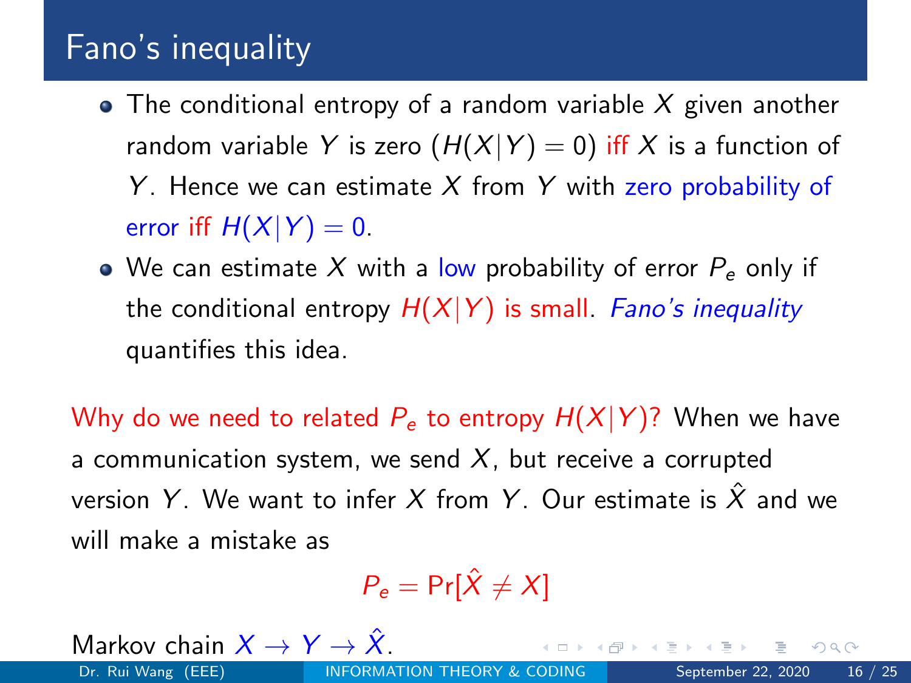# Fano's inequality

- The conditional entropy of a random variable $X$ given another random variable $Y$ is zero ($H(X|Y) = 0$) iff $X$ is a function of $Y$. Hence we can estimate $X$ from $Y$ with zero probability of error iff $H(X|Y) = 0$.
- We can estimate $X$ with a low probability of error $P_e$ only if the conditional entropy $H(X|Y)$ is small. *Fano's inequality* quantifies this idea.

Why do we need to related $P_e$ to entropy $H(X|Y)$? When we have a communication system, we send $X$, but receive a corrupted version $Y$. We want to infer $X$ from $Y$. Our estimate is $\hat{X}$ and we will make a mistake as

$$P_e = \Pr[\hat{X} \neq X]$$

Markov chain $X \to Y \to \hat{X}$.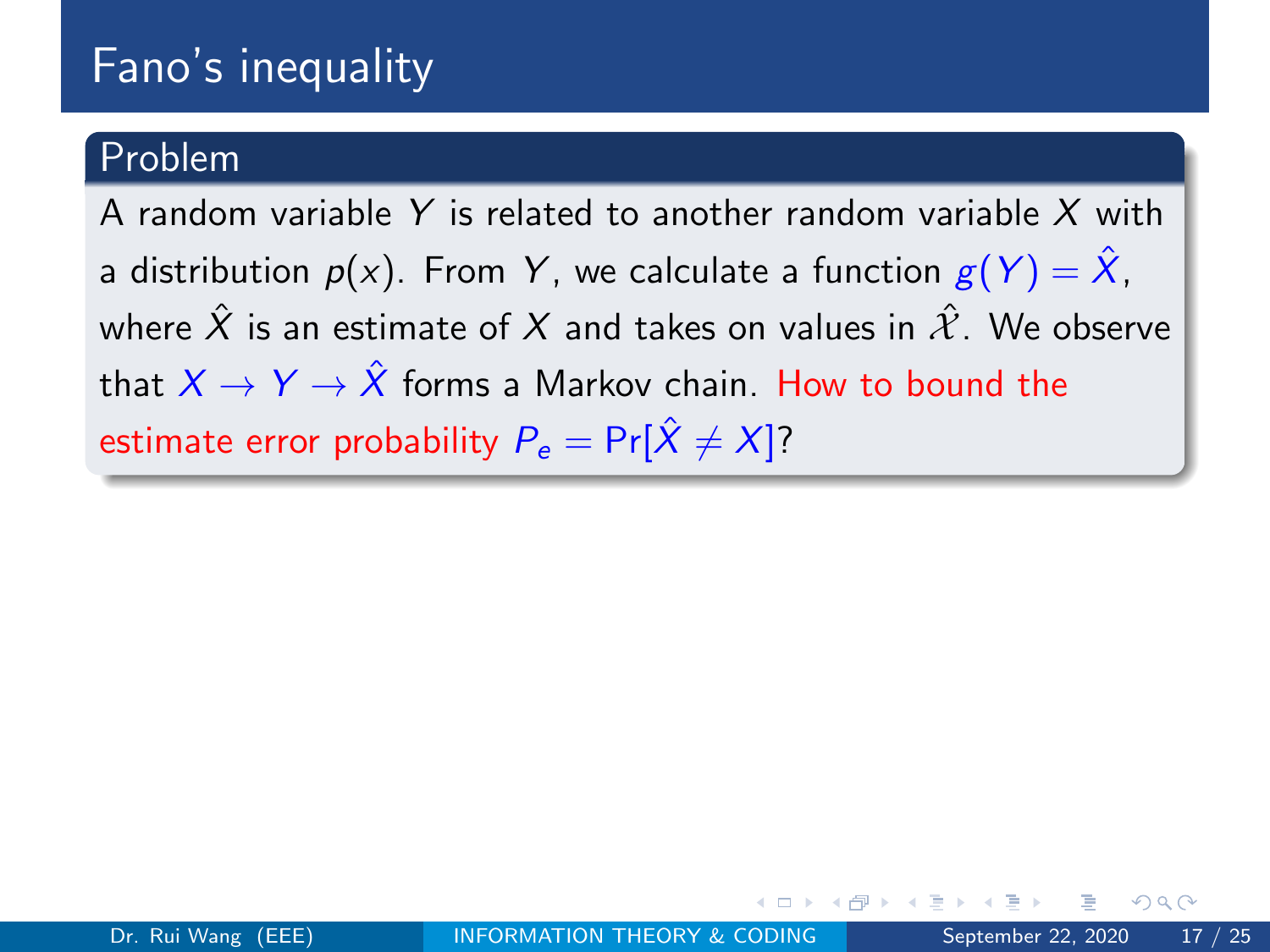# Fano's inequality

## Problem

A random variable $Y$ is related to another random variable $X$ with a distribution $p(x)$. From $Y$, we calculate a function $g(Y) = \hat{X}$, where $\hat{X}$ is an estimate of $X$ and takes on values in $\hat{\mathcal{X}}$. We observe that $X \to Y \to \hat{X}$ forms a Markov chain. How to bound the estimate error probability $P_e = \Pr[\hat{X} \neq X]$?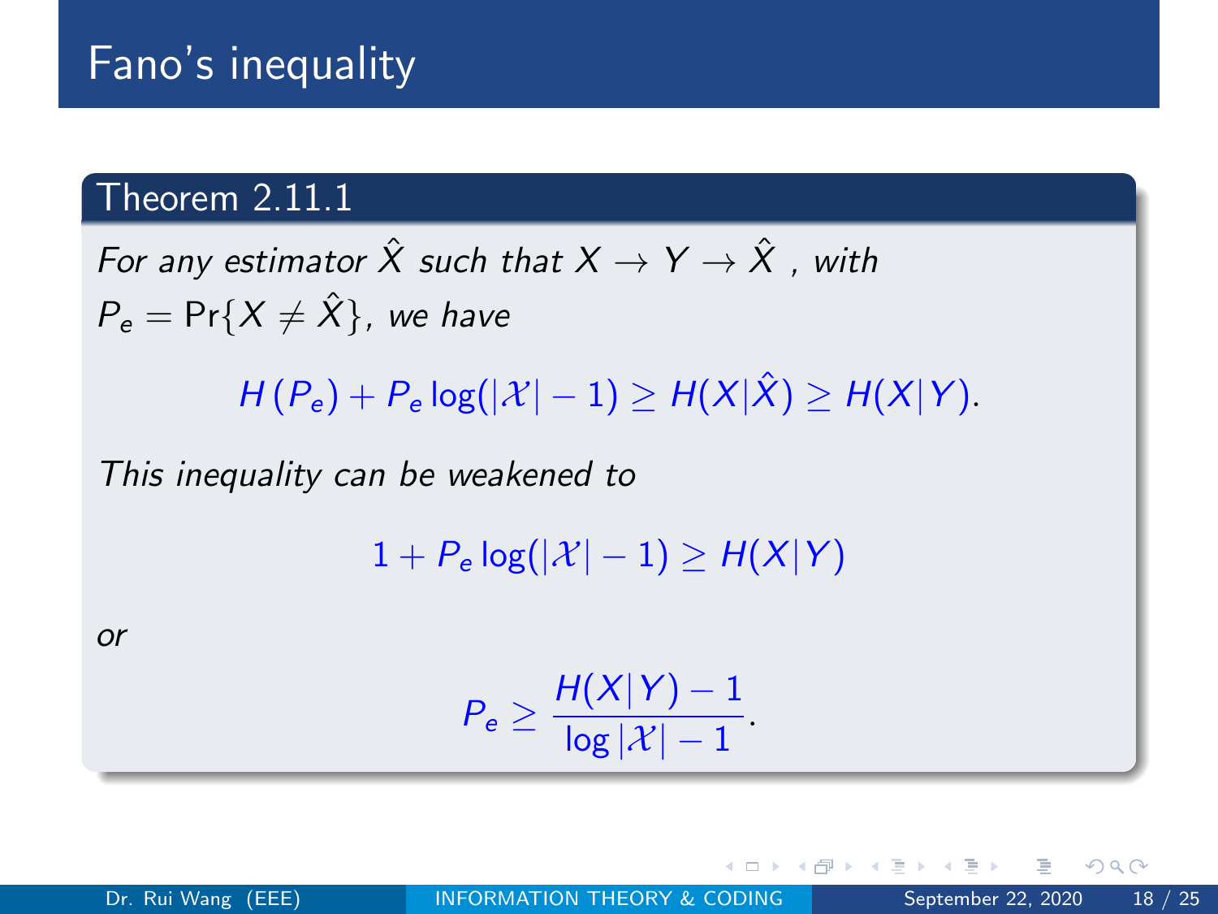# Fano's inequality

**Theorem 2.11.1**

*For any estimator $\hat{X}$ such that $X \to Y \to \hat{X}$ , with $P_e = \Pr\{X \neq \hat{X}\}$, we have*

$$H(P_e) + P_e \log(|\mathcal{X}| - 1) \geq H(X|\hat{X}) \geq H(X|Y).$$

*This inequality can be weakened to*

$$1 + P_e \log(|\mathcal{X}| - 1) \geq H(X|Y)$$

*or*

$$P_e \geq \frac{H(X|Y) - 1}{\log|\mathcal{X}| - 1}.$$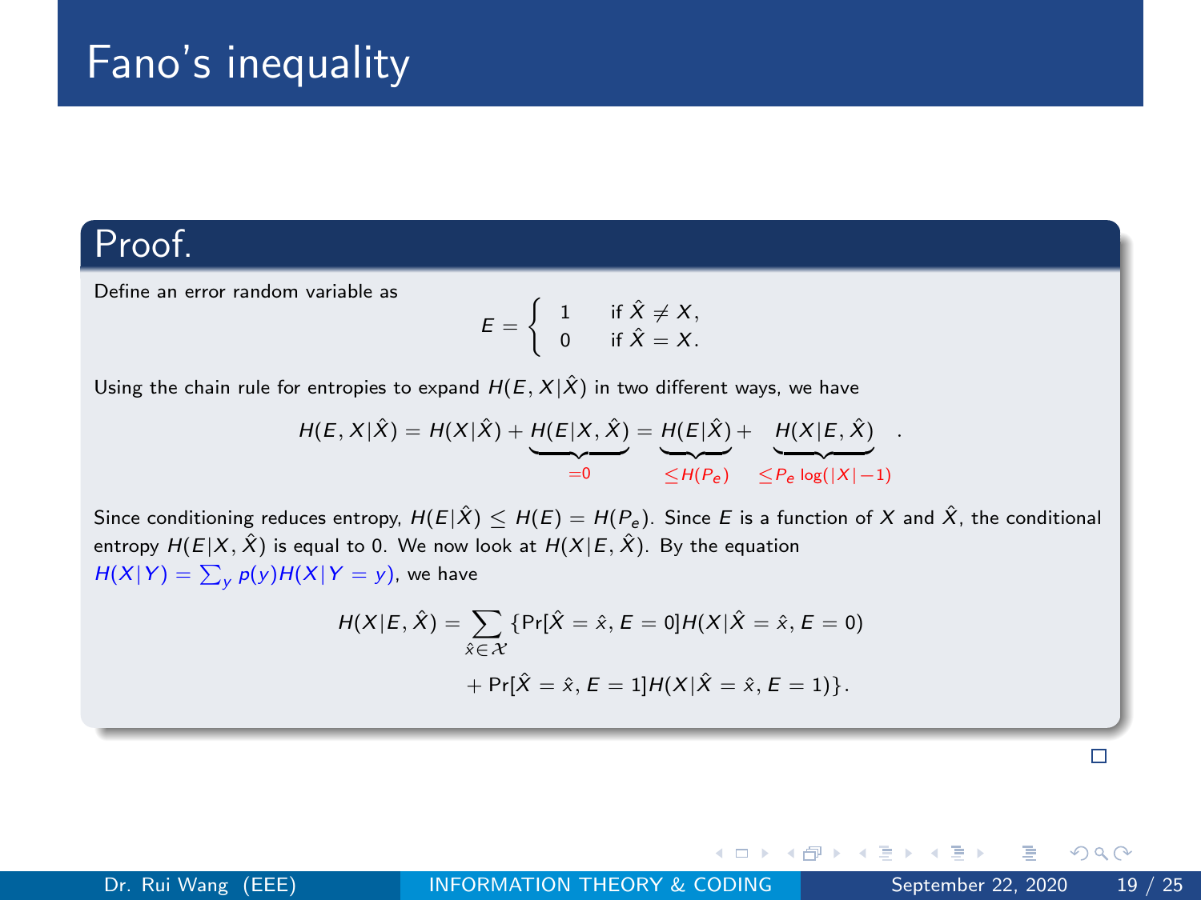# Fano's inequality

## Proof.

Define an error random variable as

$$E = \begin{cases} 1 & \text{if } \hat{X} \neq X, \\ 0 & \text{if } \hat{X} = X. \end{cases}$$

Using the chain rule for entropies to expand $H(E, X|\hat{X})$ in two different ways, we have

$$H(E, X|\hat{X}) = H(X|\hat{X}) + \underbrace{H(E|X, \hat{X})}_{=0} = \underbrace{H(E|\hat{X})}_{\leq H(P_e)} + \underbrace{H(X|E, \hat{X})}_{\leq P_e \log(|X|-1)} .$$

Since conditioning reduces entropy, $H(E|\hat{X}) \leq H(E) = H(P_e)$. Since $E$ is a function of $X$ and $\hat{X}$, the conditional entropy $H(E|X, \hat{X})$ is equal to 0. We now look at $H(X|E, \hat{X})$. By the equation $H(X|Y) = \sum_y p(y)H(X|Y = y)$, we have

$$H(X|E, \hat{X}) = \sum_{\hat{x} \in \mathcal{X}} \{\Pr[\hat{X} = \hat{x}, E = 0]H(X|\hat{X} = \hat{x}, E = 0)$$
$$+ \Pr[\hat{X} = \hat{x}, E = 1]H(X|\hat{X} = \hat{x}, E = 1)\}.$$

□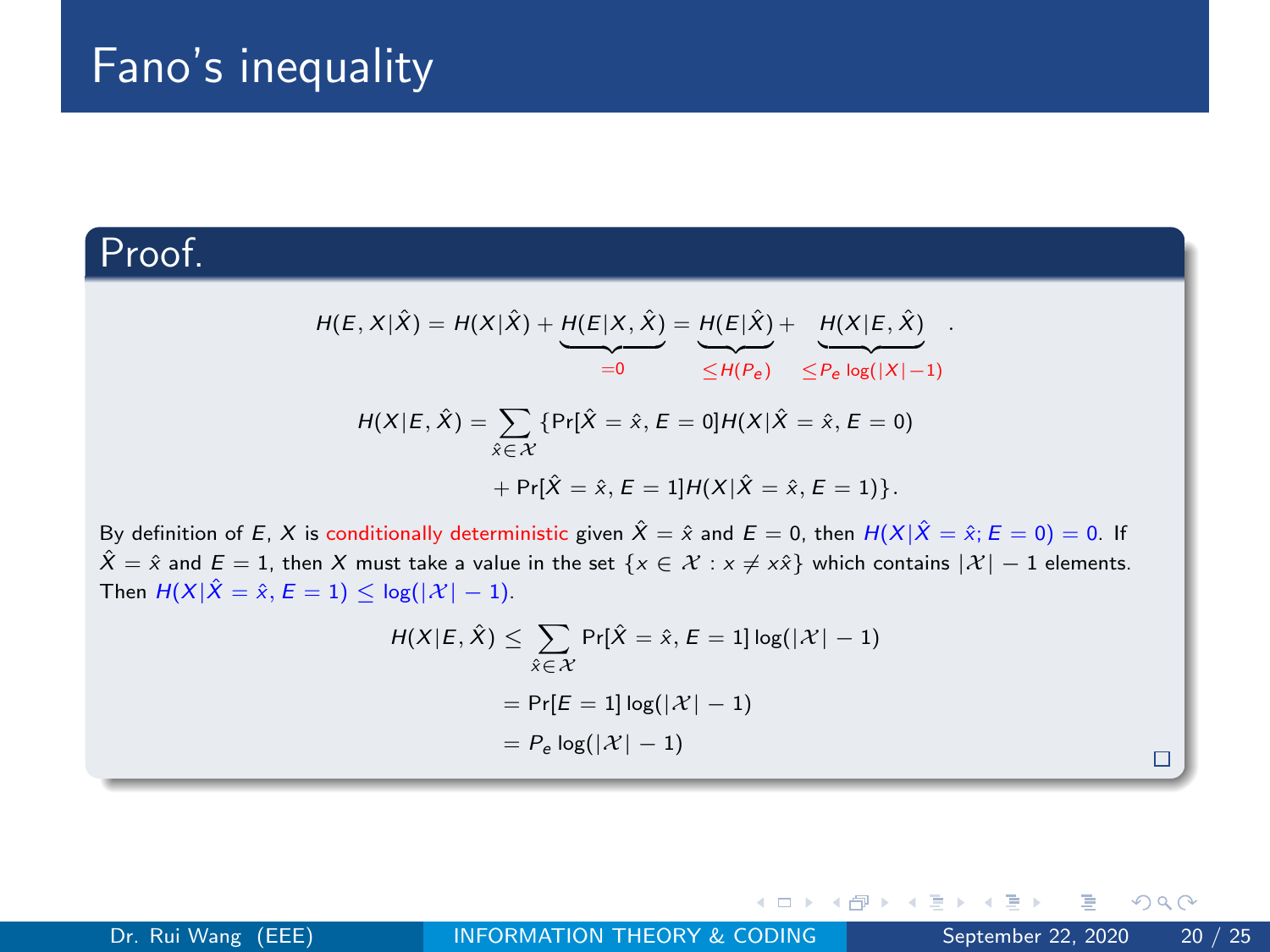# Fano's inequality

## Proof.

$$H(E, X|\hat{X}) = H(X|\hat{X}) + \underbrace{H(E|X, \hat{X})}_{=0} = \underbrace{H(E|\hat{X})}_{\leq H(P_e)} + \underbrace{H(X|E, \hat{X})}_{\leq P_e \log(|X|-1)} .$$

$$H(X|E, \hat{X}) = \sum_{\hat{x} \in \mathcal{X}} \{\Pr[\hat{X} = \hat{x}, E = 0] H(X|\hat{X} = \hat{x}, E = 0)$$
$$+ \Pr[\hat{X} = \hat{x}, E = 1] H(X|\hat{X} = \hat{x}, E = 1)\}.$$

By definition of $E$, $X$ is conditionally deterministic given $\hat{X} = \hat{x}$ and $E = 0$, then $H(X|\hat{X} = \hat{x}; E = 0) = 0$. If $\hat{X} = \hat{x}$ and $E = 1$, then $X$ must take a value in the set $\{x \in \mathcal{X} : x \neq x\hat{x}\}$ which contains $|\mathcal{X}| - 1$ elements. Then $H(X|\hat{X} = \hat{x}, E = 1) \leq \log(|\mathcal{X}| - 1)$.

$$\begin{aligned} H(X|E, \hat{X}) &\leq \sum_{\hat{x} \in \mathcal{X}} \Pr[\hat{X} = \hat{x}, E = 1] \log(|\mathcal{X}| - 1) \\ &= \Pr[E = 1] \log(|\mathcal{X}| - 1) \\ &= P_e \log(|\mathcal{X}| - 1) \end{aligned}$$

□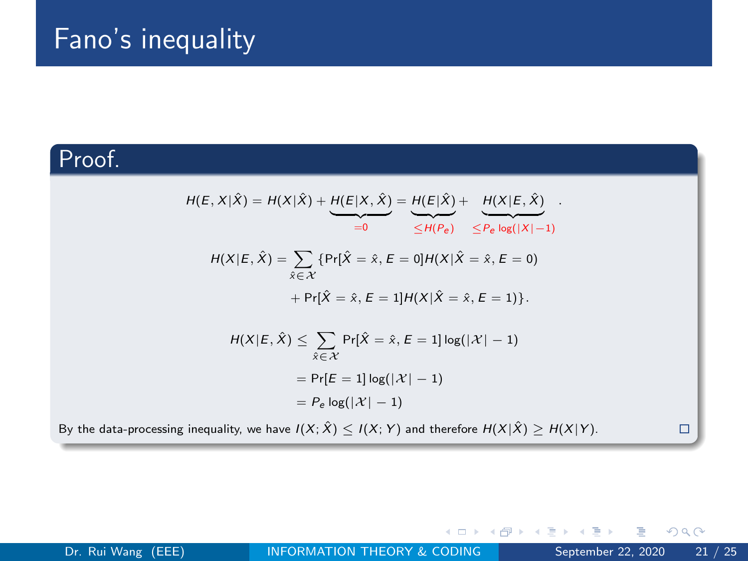# Fano's inequality

**Proof.**

$$H(E, X|\hat{X}) = H(X|\hat{X}) + \underbrace{H(E|X, \hat{X})}_{=0} = \underbrace{H(E|\hat{X})}_{\leq H(P_e)} + \underbrace{H(X|E, \hat{X})}_{\leq P_e \log(|X|-1)} .$$

$$H(X|E, \hat{X}) = \sum_{\hat{x} \in \mathcal{X}} \{\Pr[\hat{X} = \hat{x}, E = 0] H(X|\hat{X} = \hat{x}, E = 0)$$
$$+ \Pr[\hat{X} = \hat{x}, E = 1] H(X|\hat{X} = \hat{x}, E = 1)\}.$$

$$\begin{aligned} H(X|E, \hat{X}) &\leq \sum_{\hat{x} \in \mathcal{X}} \Pr[\hat{X} = \hat{x}, E = 1] \log(|\mathcal{X}| - 1) \\ &= \Pr[E = 1] \log(|\mathcal{X}| - 1) \\ &= P_e \log(|\mathcal{X}| - 1) \end{aligned}$$

By the data-processing inequality, we have $I(X; \hat{X}) \leq I(X; Y)$ and therefore $H(X|\hat{X}) \geq H(X|Y)$. □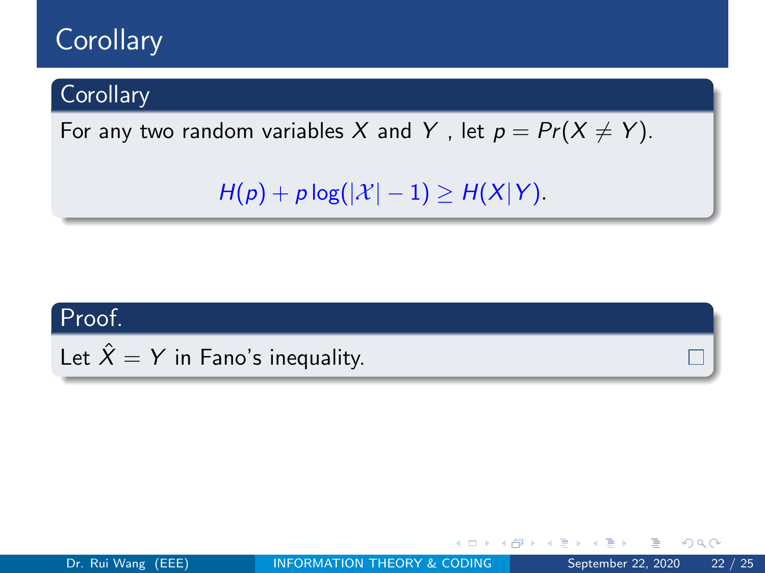# Corollary

## Corollary

For any two random variables $X$ and $Y$ , let $p = Pr(X \neq Y)$.

$$H(p) + p \log(|\mathcal{X}| - 1) \geq H(X|Y).$$

## Proof.

Let $\hat{X} = Y$ in Fano's inequality. □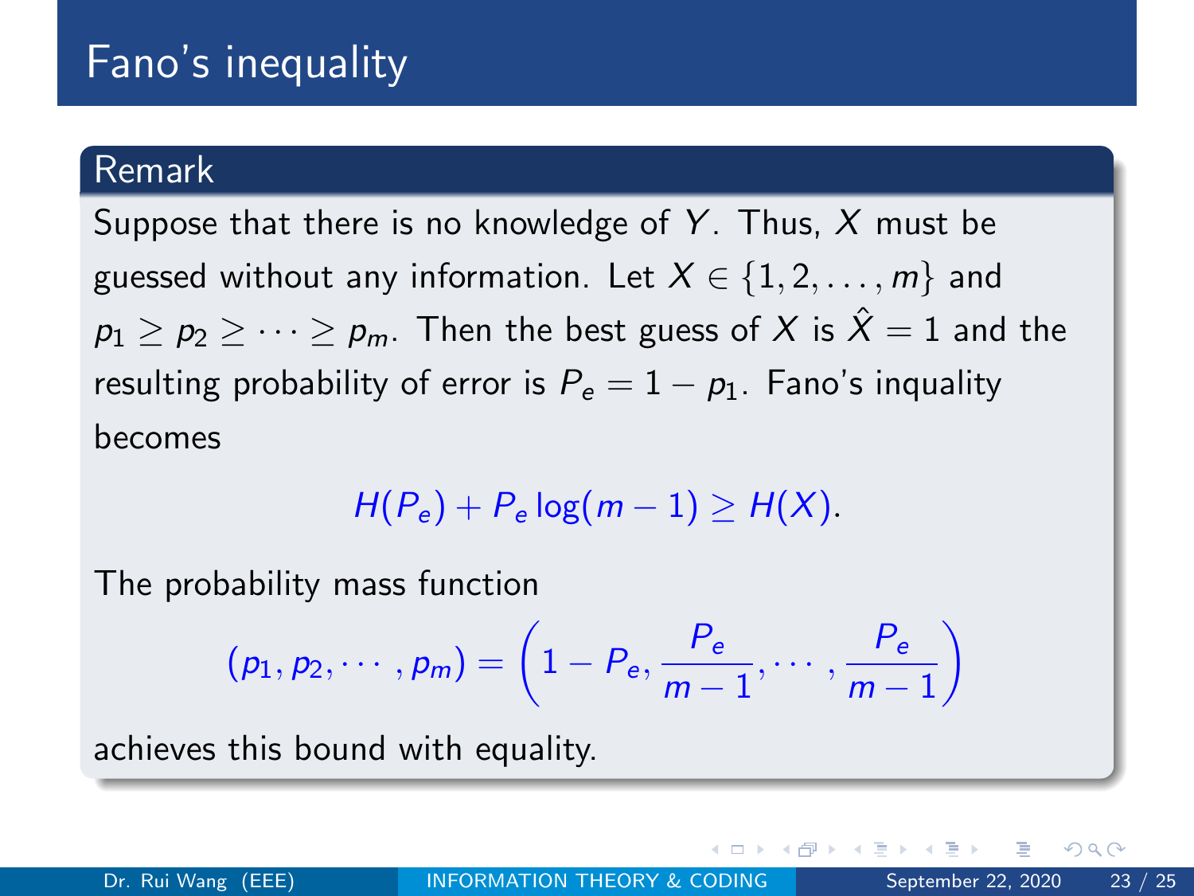# Fano's inequality

### Remark

Suppose that there is no knowledge of $Y$. Thus, $X$ must be guessed without any information. Let $X \in \{1, 2, \ldots, m\}$ and $p_1 \geq p_2 \geq \cdots \geq p_m$. Then the best guess of $X$ is $\hat{X} = 1$ and the resulting probability of error is $P_e = 1 - p_1$. Fano's inquality becomes

$$H(P_e) + P_e \log(m-1) \geq H(X).$$

The probability mass function

$$(p_1, p_2, \cdots, p_m) = \left(1 - P_e, \frac{P_e}{m-1}, \cdots, \frac{P_e}{m-1}\right)$$

achieves this bound with equality.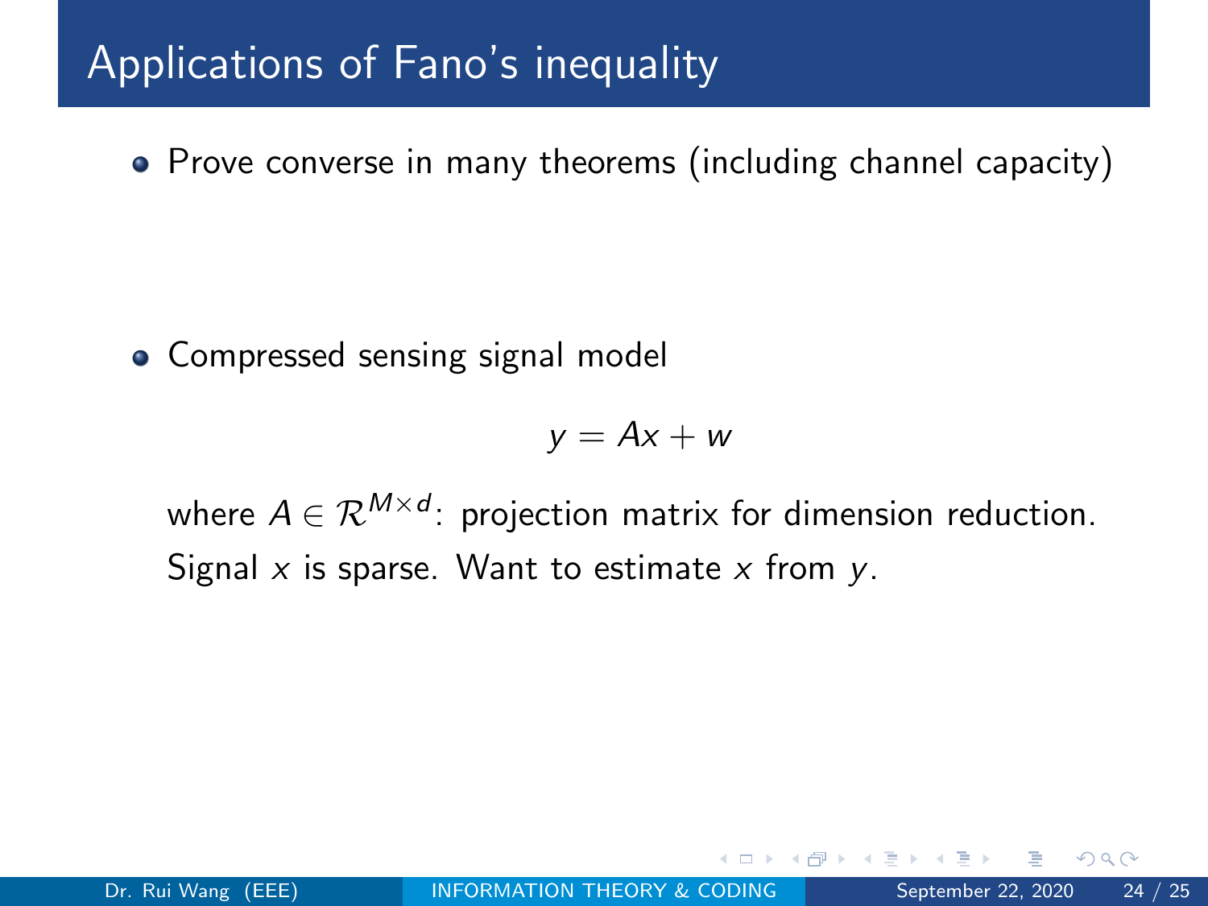# Applications of Fano's inequality

- Prove converse in many theorems (including channel capacity)

- Compressed sensing signal model

$$y = Ax + w$$

where $A \in \mathcal{R}^{M \times d}$: projection matrix for dimension reduction. Signal $x$ is sparse. Want to estimate $x$ from $y$.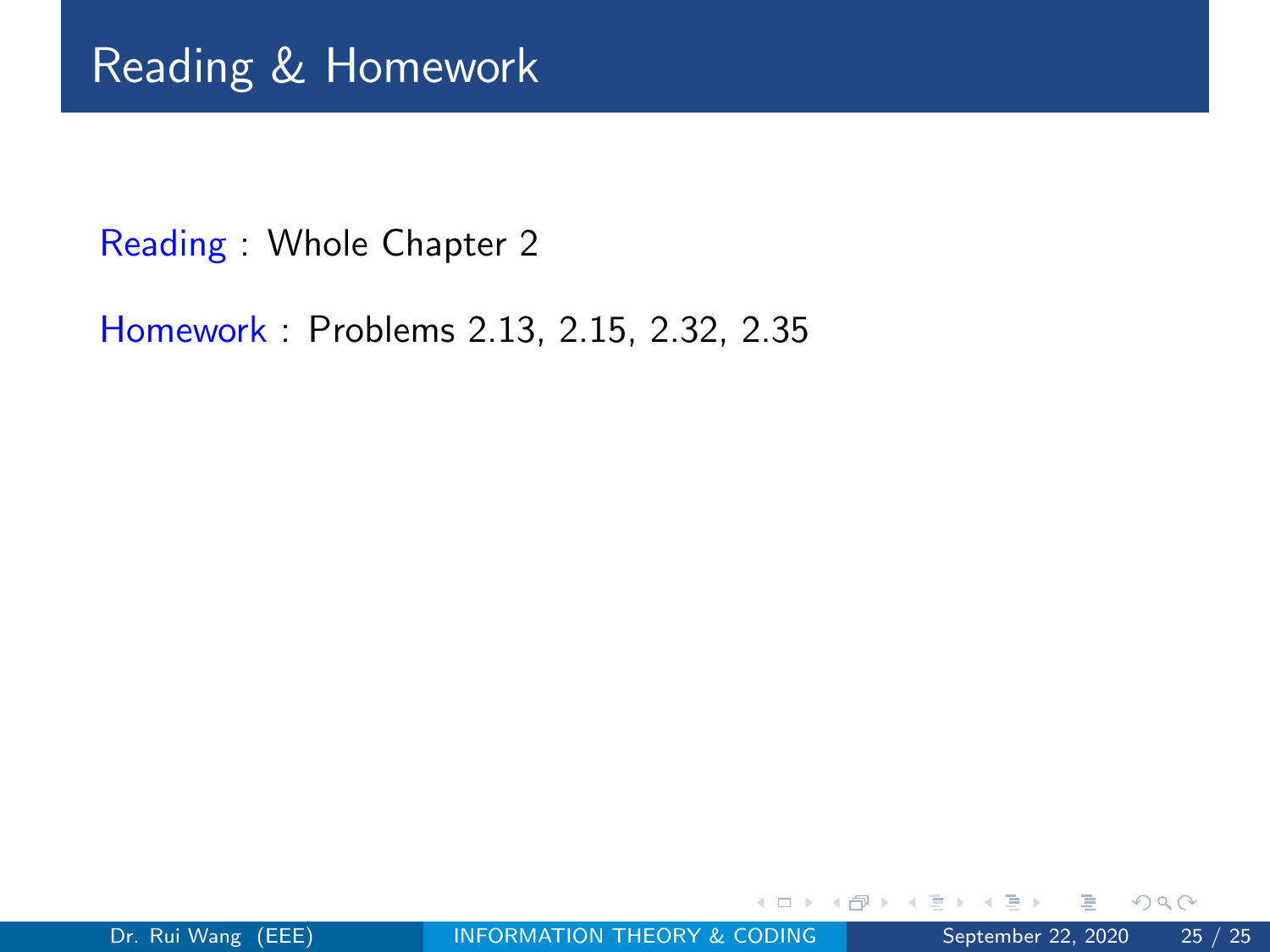# Reading & Homework

Reading : Whole Chapter 2

Homework : Problems 2.13, 2.15, 2.32, 2.35